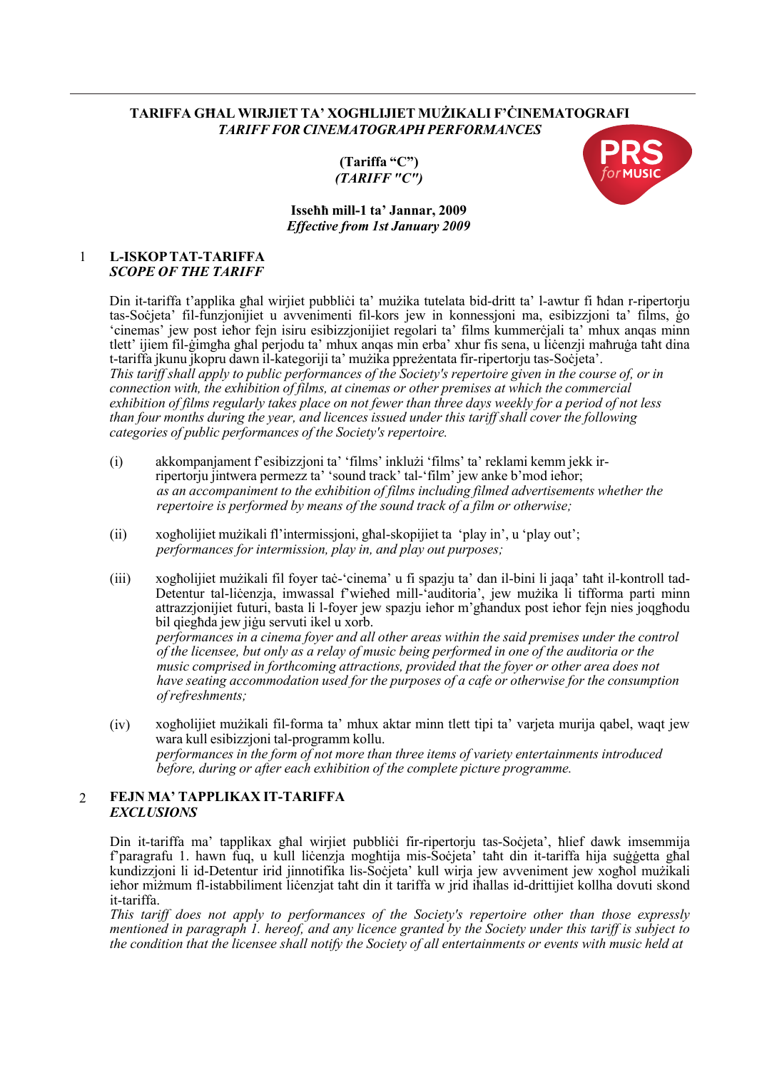# TARIFFA GĦAL WIRJIET TA' XOGĦLIJIET MUŻIKALI F'ĊINEMATOGRAFI
## *TARIFF FOR CINEMATOGRAPH PERFORMANCES*

**(Tariffa "C")**
***(TARIFF "C")***

**Isseħħ mill-1 ta' Jannar, 2009**
***Effective from 1st January 2009***

## 1 L-ISKOP TAT-TARIFFA
### *SCOPE OF THE TARIFF*

Din it-tariffa t'applika għal wirjiet pubbliċi ta' mużika tutelata bid-dritt ta' l-awtur fi ħdan r-ripertorju tas-Soċjeta' fil-funzjonijiet u avvenimenti fil-kors jew in konnessjoni ma, esibizzjoni ta' films, ġo 'cinemas' jew post ieħor fejn isiru esibizzjonijiet regolari ta' films kummerċjali ta' mhux anqas minn tlett' ijiem fil-ġimgħa għal perjodu ta' mhux anqas min erba' xhur fis sena, u liċenzji maħruġa taħt dina t-tariffa jkunu jkopru dawn il-kategoriji ta' mużika ppreżentata fir-ripertorju tas-Soċjeta'.
*This tariff shall apply to public performances of the Society's repertoire given in the course of, or in connection with, the exhibition of films, at cinemas or other premises at which the commercial exhibition of films regularly takes place on not fewer than three days weekly for a period of not less than four months during the year, and licences issued under this tariff shall cover the following categories of public performances of the Society's repertoire.*

(i) akkompanjament f'esibizzjoni ta' 'films' inklużi 'films' ta' reklami kemm jekk ir-ripertorju jintwera permezz ta' 'sound track' tal-'film' jew anke b'mod ieħor;
*as an accompaniment to the exhibition of films including filmed advertisements whether the repertoire is performed by means of the sound track of a film or otherwise;*

(ii) xogħolijiet mużikali fl'intermissjoni, għal-skopijiet ta 'play in', u 'play out';
*performances for intermission, play in, and play out purposes;*

(iii) xogħolijiet mużikali fil foyer taċ-'cinema' u fi spazju ta' dan il-bini li jaqa' taħt il-kontroll tad-Detentur tal-liċenzja, imwassal f'wieħed mill-'auditoria', jew mużika li tifforma parti minn attrazzjonijiet futuri, basta li l-foyer jew spazju ieħor m'għandux post ieħor fejn nies joqgħodu bil qiegħda jew jiġu servuti ikel u xorb.
*performances in a cinema foyer and all other areas within the said premises under the control of the licensee, but only as a relay of music being performed in one of the auditoria or the music comprised in forthcoming attractions, provided that the foyer or other area does not have seating accommodation used for the purposes of a cafe or otherwise for the consumption of refreshments;*

(iv) xogħolijiet mużikali fil-forma ta' mhux aktar minn tlett tipi ta' varjeta murija qabel, waqt jew wara kull esibizzjoni tal-programm kollu.
*performances in the form of not more than three items of variety entertainments introduced before, during or after each exhibition of the complete picture programme.*

## 2 FEJN MA' TAPPLIKAX IT-TARIFFA
### *EXCLUSIONS*

Din it-tariffa ma' tapplikax għal wirjiet pubbliċi fir-ripertorju tas-Soċjeta', ħlief dawk imsemmija f'paragrafu 1. hawn fuq, u kull liċenzja mogħtija mis-Soċjeta' taħt din it-tariffa hija suġġetta għal kundizzjoni li id-Detentur irid jinnotifika lis-Soċjeta' kull wirja jew avveniment jew xogħol mużikali ieħor miżmum fl-istabbiliment liċenzjat taħt din it tariffa w jrid iħallas id-drittijiet kollha dovuti skond it-tariffa.
*This tariff does not apply to performances of the Society's repertoire other than those expressly mentioned in paragraph 1. hereof, and any licence granted by the Society under this tariff is subject to the condition that the licensee shall notify the Society of all entertainments or events with music held at*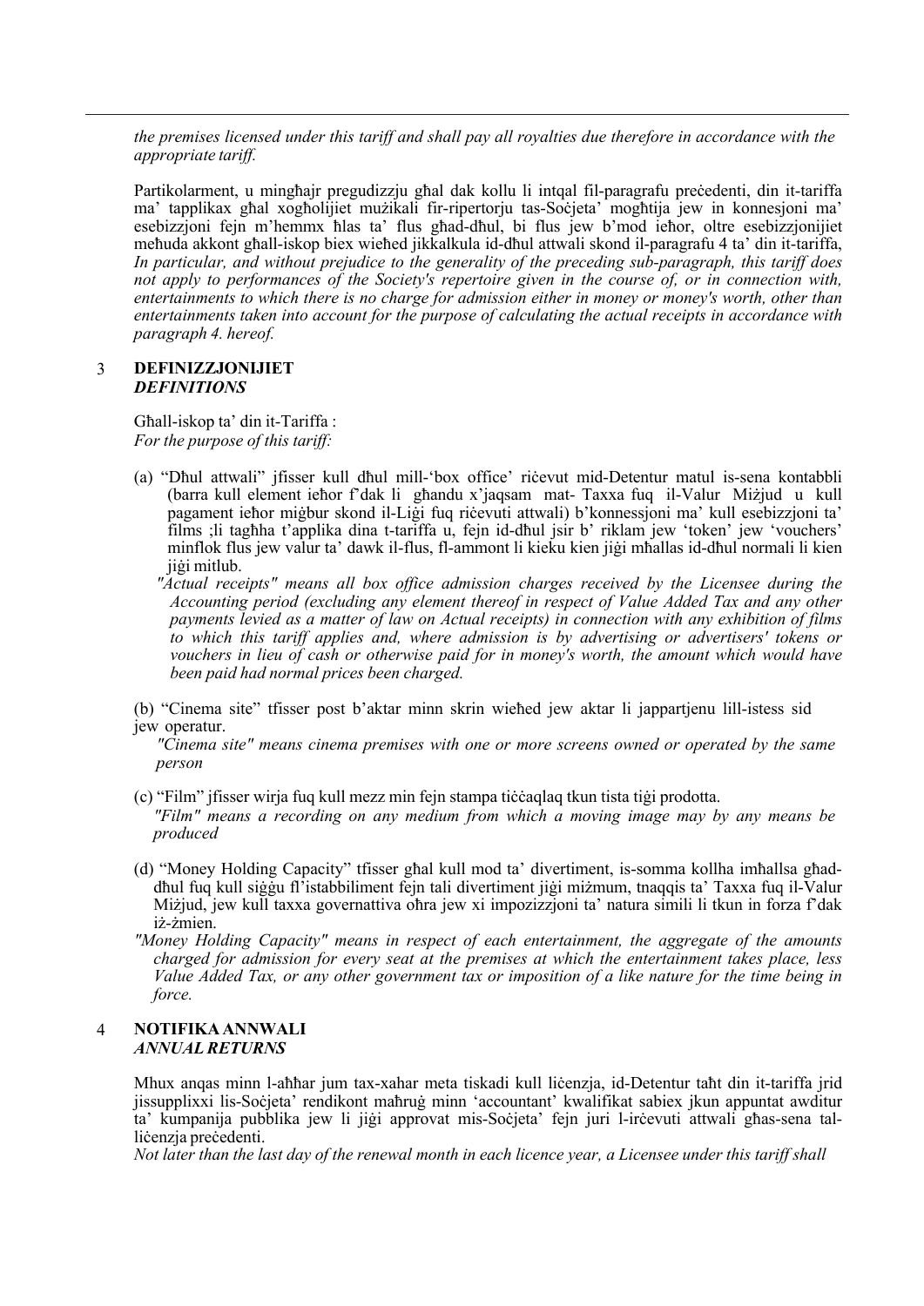*the premises licensed under this tariff and shall pay all royalties due therefore in accordance with the appropriate tariff.*

Partikolarment, u mingħajr pregudizzju għal dak kollu li intqal fil-paragrafu preċedenti, din it-tariffa ma' tapplikax għal xogħolijiet mużikali fir-ripertorju tas-Soċjeta' mogħtija jew in konnesjoni ma' esebizzjoni fejn m'hemmx ħlas ta' flus għad-dħul, bi flus jew b'mod ieħor, oltre esebizzjonijiet meħuda akkont għall-iskop biex wieħed jikkalkula id-dħul attwali skond il-paragrafu 4 ta' din it-tariffa, *In particular, and without prejudice to the generality of the preceding sub-paragraph, this tariff does not apply to performances of the Society's repertoire given in the course of, or in connection with, entertainments to which there is no charge for admission either in money or money's worth, other than entertainments taken into account for the purpose of calculating the actual receipts in accordance with paragraph 4. hereof.*

## 3 DEFINIZZJONIJIET *DEFINITIONS*

Għall-iskop ta' din it-Tariffa :
*For the purpose of this tariff:*

(a) "Dħul attwali" jfisser kull dħul mill-'box office' riċevut mid-Detentur matul is-sena kontabbli (barra kull element ieħor f'dak li għandu x'jaqsam mat- Taxxa fuq il-Valur Miżjud u kull pagament ieħor miġbur skond il-Liġi fuq riċevuti attwali) b'konnessjoni ma' kull esebizzjoni ta' films ;li tagħha t'applika dina t-tariffa u, fejn id-dħul jsir b' riklam jew 'token' jew 'vouchers' minflok flus jew valur ta' dawk il-flus, fl-ammont li kieku kien jiġi mħallas id-dħul normali li kien jiġi mitlub.
*"Actual receipts" means all box office admission charges received by the Licensee during the Accounting period (excluding any element thereof in respect of Value Added Tax and any other payments levied as a matter of law on Actual receipts) in connection with any exhibition of films to which this tariff applies and, where admission is by advertising or advertisers' tokens or vouchers in lieu of cash or otherwise paid for in money's worth, the amount which would have been paid had normal prices been charged.*

(b) "Cinema site" tfisser post b'aktar minn skrin wieħed jew aktar li jappartjenu lill-istess sid jew operatur.
*"Cinema site" means cinema premises with one or more screens owned or operated by the same person*

(c) "Film" jfisser wirja fuq kull mezz min fejn stampa tiċċaqlaq tkun tista tiġi prodotta.
*"Film" means a recording on any medium from which a moving image may by any means be produced*

(d) "Money Holding Capacity" tfisser għal kull mod ta' divertiment, is-somma kollha imħallsa għad-dħul fuq kull siġġu fl'istabbiliment fejn tali divertiment jiġi miżmum, tnaqqis ta' Taxxa fuq il-Valur Miżjud, jew kull taxxa governattiva oħra jew xi impozizzjoni ta' natura simili li tkun in forza f'dak iż-żmien.
*"Money Holding Capacity" means in respect of each entertainment, the aggregate of the amounts charged for admission for every seat at the premises at which the entertainment takes place, less Value Added Tax, or any other government tax or imposition of a like nature for the time being in force.*

## 4 NOTIFIKA ANNWALI *ANNUAL RETURNS*

Mhux anqas minn l-aħħar jum tax-xahar meta tiskadi kull liċenzja, id-Detentur taħt din it-tariffa jrid jissupplixxi lis-Soċjeta' rendikont maħruġ minn 'accountant' kwalifikat sabiex jkun appuntat awditur ta' kumpanija pubblika jew li jiġi approvat mis-Soċjeta' fejn juri l-irċevuti attwali għas-sena tal-liċenzja preċedenti.
*Not later than the last day of the renewal month in each licence year, a Licensee under this tariff shall*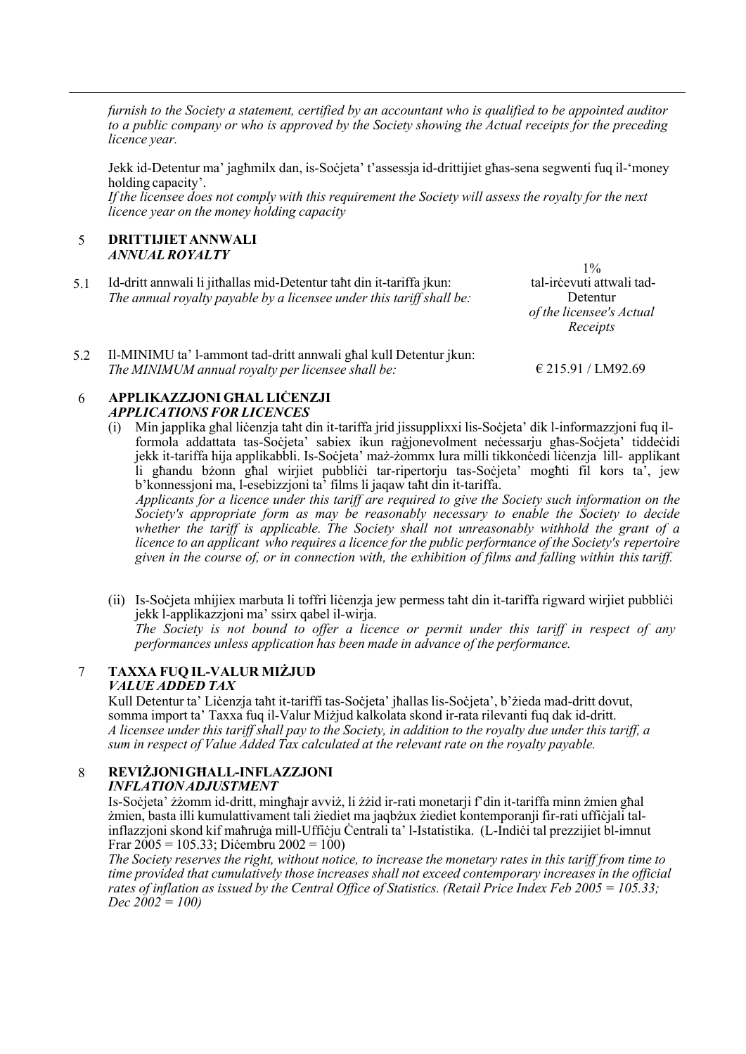*furnish to the Society a statement, certified by an accountant who is qualified to be appointed auditor to a public company or who is approved by the Society showing the Actual receipts for the preceding licence year.*

Jekk id-Detentur ma' jagħmilx dan, is-Soċjeta' t'assessja id-drittijiet għas-sena segwenti fuq il-'money holding capacity'.
*If the licensee does not comply with this requirement the Society will assess the royalty for the next licence year on the money holding capacity*

## 5 DRITTIJIET ANNWALI
### *ANNUAL ROYALTY*

| | | |
|---|---|---|
| 5.1 | Id-dritt annwali li jitħallas mid-Detentur taħt din it-tariffa jkun: *The annual royalty payable by a licensee under this tariff shall be:* | 1% tal-irċevuti attwali tad-Detentur *of the licensee's Actual Receipts* |
| 5.2 | Il-MINIMU ta' l-ammont tad-dritt annwali għal kull Detentur jkun: *The MINIMUM annual royalty per licensee shall be:* | € 215.91 / LM92.69 |

## 6 APPLIKAZZJONI GĦAL LIĊENZJI
### *APPLICATIONS FOR LICENCES*

(i) Min japplika għal liċenzja taħt din it-tariffa jrid jissupplixxi lis-Soċjeta' dik l-informazzjoni fuq il-formola addattata tas-Soċjeta' sabiex ikun raġjonevolment neċessarju għas-Soċjeta' tiddeċidi jekk it-tariffa hija applikabbli. Is-Soċjeta' maż-żommx lura milli tikkonċedi liċenzja lill- applikant li għandu bżonn għal wirjiet pubbliċi tar-ripertorju tas-Soċjeta' mogħti fil kors ta', jew b'konnessjoni ma, l-esebizzjoni ta' films li jaqaw taħt din it-tariffa.
*Applicants for a licence under this tariff are required to give the Society such information on the Society's appropriate form as may be reasonably necessary to enable the Society to decide whether the tariff is applicable. The Society shall not unreasonably withhold the grant of a licence to an applicant who requires a licence for the public performance of the Society's repertoire given in the course of, or in connection with, the exhibition of films and falling within this tariff.*

(ii) Is-Soċjeta mhijiex marbuta li toffri liċenzja jew permess taħt din it-tariffa rigward wirjiet pubbliċi jekk l-applikazzjoni ma' ssirx qabel il-wirja.
*The Society is not bound to offer a licence or permit under this tariff in respect of any performances unless application has been made in advance of the performance.*

## 7 TAXXA FUQ IL-VALUR MIŻJUD
### *VALUE ADDED TAX*

Kull Detentur ta' Liċenzja taħt it-tariffi tas-Soċjeta' jħallas lis-Soċjeta', b'żieda mad-dritt dovut, somma import ta' Taxxa fuq il-Valur Miżjud kalkolata skond ir-rata rilevanti fuq dak id-dritt.
*A licensee under this tariff shall pay to the Society, in addition to the royalty due under this tariff, a sum in respect of Value Added Tax calculated at the relevant rate on the royalty payable.*

## 8 REVIŻJONI GĦALL-INFLAZZJONI
### *INFLATION ADJUSTMENT*

Is-Soċjeta' żżomm id-dritt, mingħajr avviż, li żżid ir-rati monetarji f'din it-tariffa minn żmien għal żmien, basta illi kumulattivament tali żiediet ma jaqbżux żiediet kontemporanji fir-rati uffiċjali tal-inflazzjoni skond kif maħruġa mill-Uffiċju Ċentrali ta' l-Istatistika. (L-Indiċi tal prezzijiet bl-imnut Frar 2005 = 105.33; Diċembru 2002 = 100)
*The Society reserves the right, without notice, to increase the monetary rates in this tariff from time to time provided that cumulatively those increases shall not exceed contemporary increases in the official rates of inflation as issued by the Central Office of Statistics. (Retail Price Index Feb 2005 = 105.33; Dec 2002 = 100)*